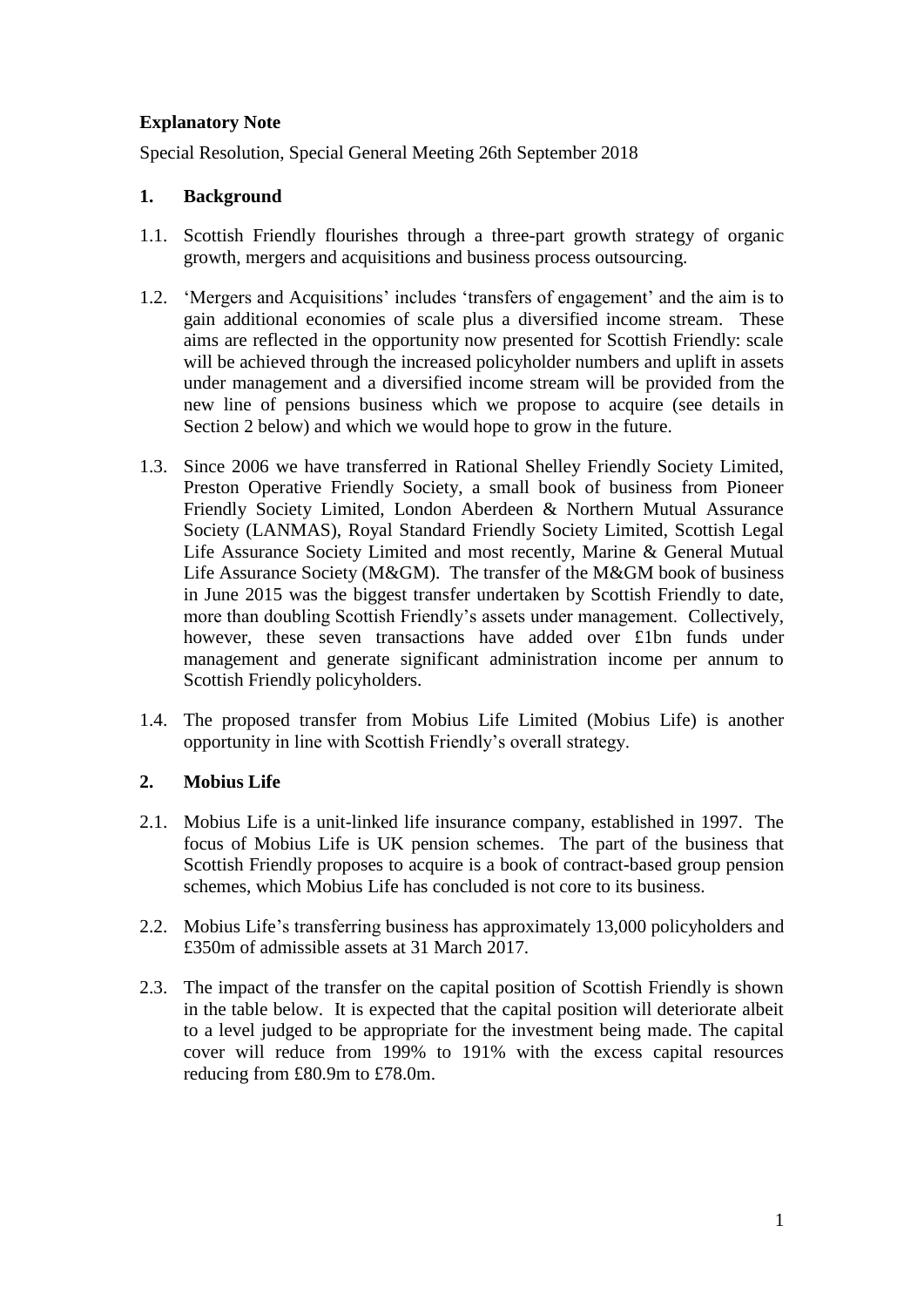**Explanatory Note**

Special Resolution, Special General Meeting 26th September 2018

## 1. Background

1.1. Scottish Friendly flourishes through a three-part growth strategy of organic growth, mergers and acquisitions and business process outsourcing.

1.2. 'Mergers and Acquisitions' includes 'transfers of engagement' and the aim is to gain additional economies of scale plus a diversified income stream. These aims are reflected in the opportunity now presented for Scottish Friendly: scale will be achieved through the increased policyholder numbers and uplift in assets under management and a diversified income stream will be provided from the new line of pensions business which we propose to acquire (see details in Section 2 below) and which we would hope to grow in the future.

1.3. Since 2006 we have transferred in Rational Shelley Friendly Society Limited, Preston Operative Friendly Society, a small book of business from Pioneer Friendly Society Limited, London Aberdeen & Northern Mutual Assurance Society (LANMAS), Royal Standard Friendly Society Limited, Scottish Legal Life Assurance Society Limited and most recently, Marine & General Mutual Life Assurance Society (M&GM). The transfer of the M&GM book of business in June 2015 was the biggest transfer undertaken by Scottish Friendly to date, more than doubling Scottish Friendly's assets under management. Collectively, however, these seven transactions have added over £1bn funds under management and generate significant administration income per annum to Scottish Friendly policyholders.

1.4. The proposed transfer from Mobius Life Limited (Mobius Life) is another opportunity in line with Scottish Friendly's overall strategy.

## 2. Mobius Life

2.1. Mobius Life is a unit-linked life insurance company, established in 1997. The focus of Mobius Life is UK pension schemes. The part of the business that Scottish Friendly proposes to acquire is a book of contract-based group pension schemes, which Mobius Life has concluded is not core to its business.

2.2. Mobius Life's transferring business has approximately 13,000 policyholders and £350m of admissible assets at 31 March 2017.

2.3. The impact of the transfer on the capital position of Scottish Friendly is shown in the table below. It is expected that the capital position will deteriorate albeit to a level judged to be appropriate for the investment being made. The capital cover will reduce from 199% to 191% with the excess capital resources reducing from £80.9m to £78.0m.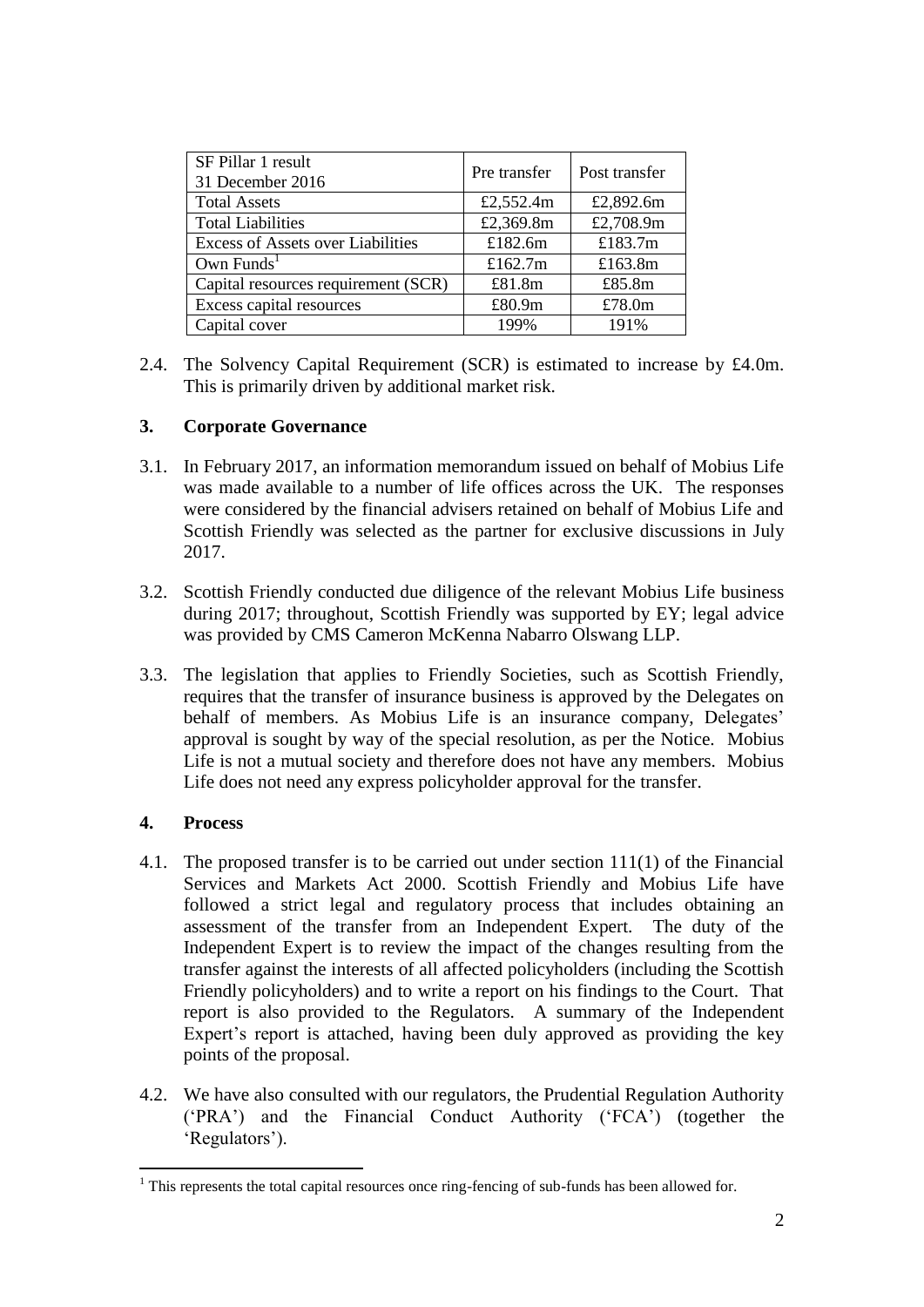| SF Pillar 1 result<br>31 December 2016 | Pre transfer | Post transfer |
|---|---|---|
| Total Assets | £2,552.4m | £2,892.6m |
| Total Liabilities | £2,369.8m | £2,708.9m |
| Excess of Assets over Liabilities | £182.6m | £183.7m |
| Own Funds[1] | £162.7m | £163.8m |
| Capital resources requirement (SCR) | £81.8m | £85.8m |
| Excess capital resources | £80.9m | £78.0m |
| Capital cover | 199% | 191% |

2.4. The Solvency Capital Requirement (SCR) is estimated to increase by £4.0m. This is primarily driven by additional market risk.

## 3. Corporate Governance

3.1. In February 2017, an information memorandum issued on behalf of Mobius Life was made available to a number of life offices across the UK. The responses were considered by the financial advisers retained on behalf of Mobius Life and Scottish Friendly was selected as the partner for exclusive discussions in July 2017.

3.2. Scottish Friendly conducted due diligence of the relevant Mobius Life business during 2017; throughout, Scottish Friendly was supported by EY; legal advice was provided by CMS Cameron McKenna Nabarro Olswang LLP.

3.3. The legislation that applies to Friendly Societies, such as Scottish Friendly, requires that the transfer of insurance business is approved by the Delegates on behalf of members. As Mobius Life is an insurance company, Delegates' approval is sought by way of the special resolution, as per the Notice. Mobius Life is not a mutual society and therefore does not have any members. Mobius Life does not need any express policyholder approval for the transfer.

## 4. Process

4.1. The proposed transfer is to be carried out under section 111(1) of the Financial Services and Markets Act 2000. Scottish Friendly and Mobius Life have followed a strict legal and regulatory process that includes obtaining an assessment of the transfer from an Independent Expert. The duty of the Independent Expert is to review the impact of the changes resulting from the transfer against the interests of all affected policyholders (including the Scottish Friendly policyholders) and to write a report on his findings to the Court. That report is also provided to the Regulators. A summary of the Independent Expert's report is attached, having been duly approved as providing the key points of the proposal.

4.2. We have also consulted with our regulators, the Prudential Regulation Authority ('PRA') and the Financial Conduct Authority ('FCA') (together the 'Regulators').

[1] This represents the total capital resources once ring-fencing of sub-funds has been allowed for.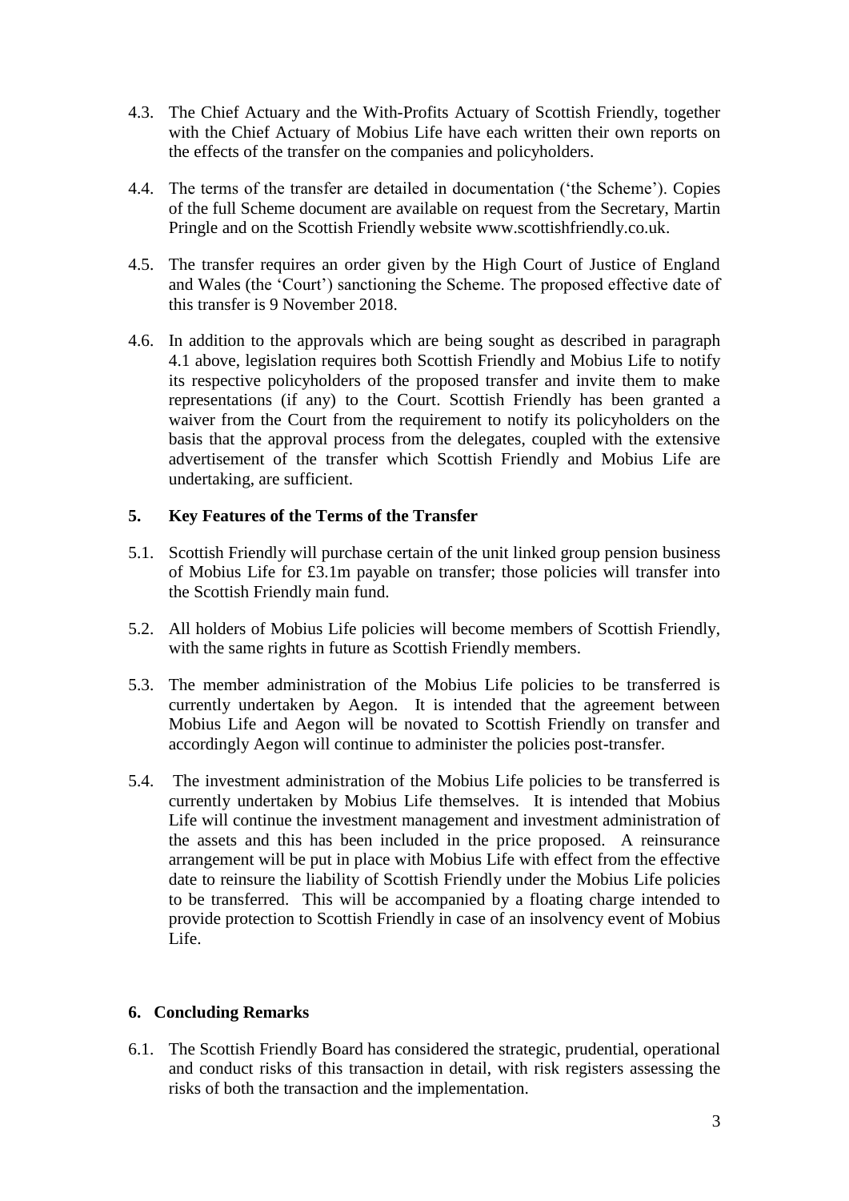4.3. The Chief Actuary and the With-Profits Actuary of Scottish Friendly, together with the Chief Actuary of Mobius Life have each written their own reports on the effects of the transfer on the companies and policyholders.

4.4. The terms of the transfer are detailed in documentation ('the Scheme'). Copies of the full Scheme document are available on request from the Secretary, Martin Pringle and on the Scottish Friendly website www.scottishfriendly.co.uk.

4.5. The transfer requires an order given by the High Court of Justice of England and Wales (the 'Court') sanctioning the Scheme. The proposed effective date of this transfer is 9 November 2018.

4.6. In addition to the approvals which are being sought as described in paragraph 4.1 above, legislation requires both Scottish Friendly and Mobius Life to notify its respective policyholders of the proposed transfer and invite them to make representations (if any) to the Court. Scottish Friendly has been granted a waiver from the Court from the requirement to notify its policyholders on the basis that the approval process from the delegates, coupled with the extensive advertisement of the transfer which Scottish Friendly and Mobius Life are undertaking, are sufficient.

## 5. Key Features of the Terms of the Transfer

5.1. Scottish Friendly will purchase certain of the unit linked group pension business of Mobius Life for £3.1m payable on transfer; those policies will transfer into the Scottish Friendly main fund.

5.2. All holders of Mobius Life policies will become members of Scottish Friendly, with the same rights in future as Scottish Friendly members.

5.3. The member administration of the Mobius Life policies to be transferred is currently undertaken by Aegon. It is intended that the agreement between Mobius Life and Aegon will be novated to Scottish Friendly on transfer and accordingly Aegon will continue to administer the policies post-transfer.

5.4. The investment administration of the Mobius Life policies to be transferred is currently undertaken by Mobius Life themselves. It is intended that Mobius Life will continue the investment management and investment administration of the assets and this has been included in the price proposed. A reinsurance arrangement will be put in place with Mobius Life with effect from the effective date to reinsure the liability of Scottish Friendly under the Mobius Life policies to be transferred. This will be accompanied by a floating charge intended to provide protection to Scottish Friendly in case of an insolvency event of Mobius Life.

## 6. Concluding Remarks

6.1. The Scottish Friendly Board has considered the strategic, prudential, operational and conduct risks of this transaction in detail, with risk registers assessing the risks of both the transaction and the implementation.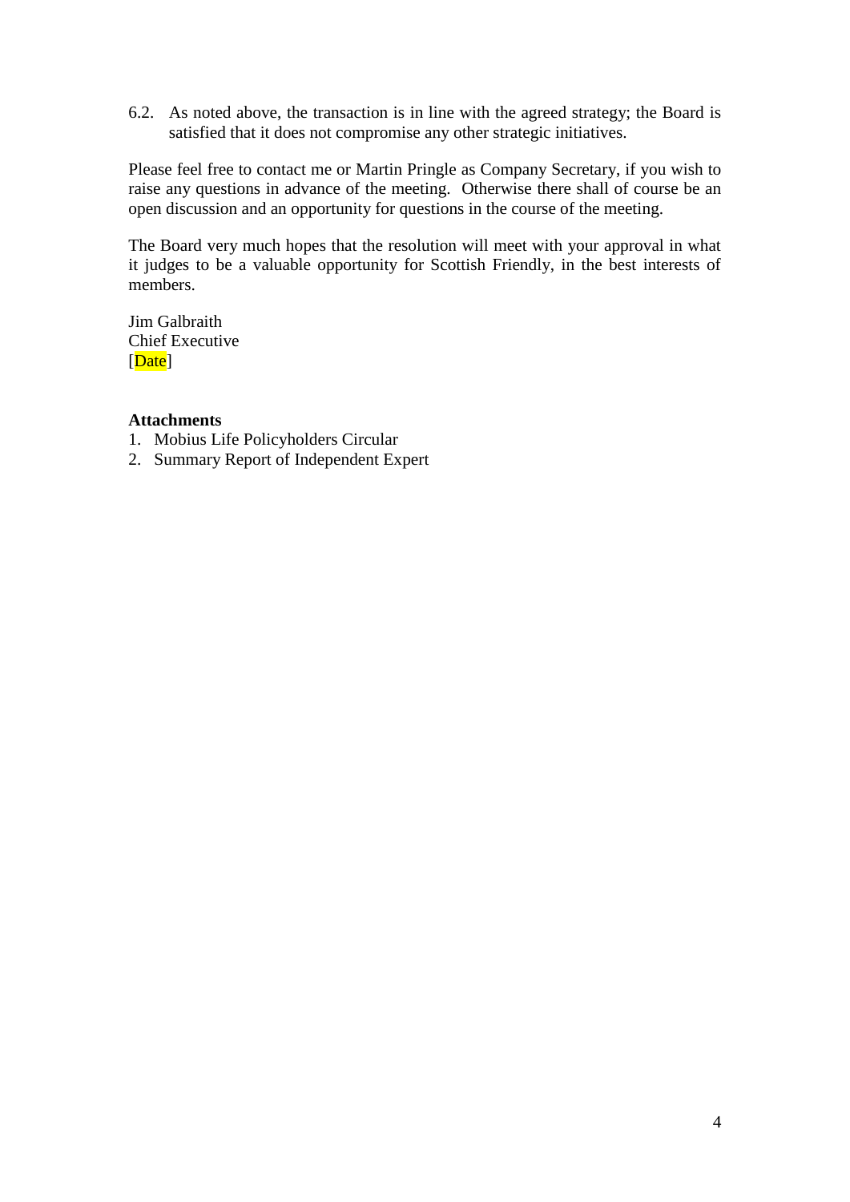6.2. As noted above, the transaction is in line with the agreed strategy; the Board is satisfied that it does not compromise any other strategic initiatives.

Please feel free to contact me or Martin Pringle as Company Secretary, if you wish to raise any questions in advance of the meeting. Otherwise there shall of course be an open discussion and an opportunity for questions in the course of the meeting.

The Board very much hopes that the resolution will meet with your approval in what it judges to be a valuable opportunity for Scottish Friendly, in the best interests of members.

Jim Galbraith
Chief Executive
[Date]

**Attachments**

1. Mobius Life Policyholders Circular
2. Summary Report of Independent Expert